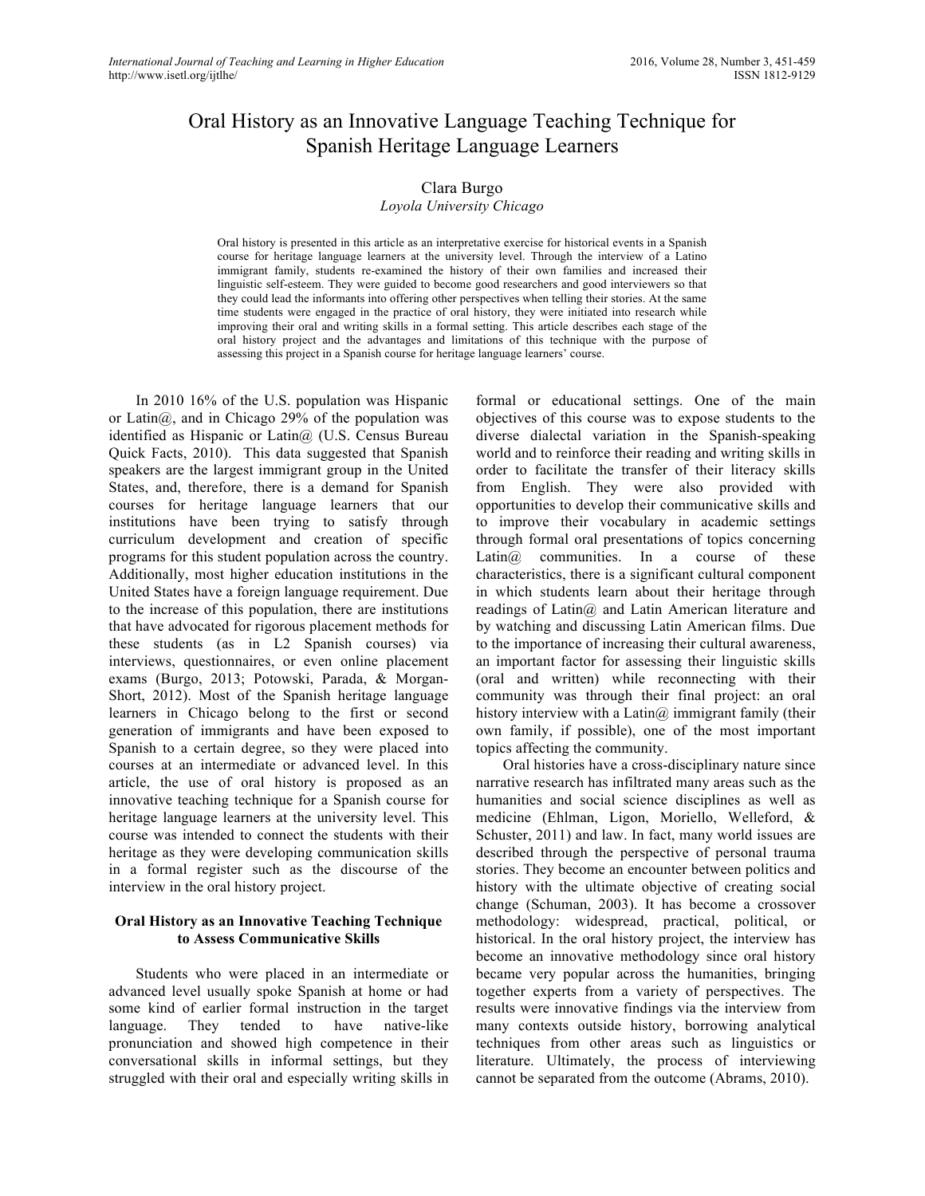# Oral History as an Innovative Language Teaching Technique for Spanish Heritage Language Learners

Clara Burgo
*Loyola University Chicago*

Oral history is presented in this article as an interpretative exercise for historical events in a Spanish course for heritage language learners at the university level. Through the interview of a Latino immigrant family, students re-examined the history of their own families and increased their linguistic self-esteem. They were guided to become good researchers and good interviewers so that they could lead the informants into offering other perspectives when telling their stories. At the same time students were engaged in the practice of oral history, they were initiated into research while improving their oral and writing skills in a formal setting. This article describes each stage of the oral history project and the advantages and limitations of this technique with the purpose of assessing this project in a Spanish course for heritage language learners' course.

In 2010 16% of the U.S. population was Hispanic or Latin@, and in Chicago 29% of the population was identified as Hispanic or Latin@ (U.S. Census Bureau Quick Facts, 2010). This data suggested that Spanish speakers are the largest immigrant group in the United States, and, therefore, there is a demand for Spanish courses for heritage language learners that our institutions have been trying to satisfy through curriculum development and creation of specific programs for this student population across the country. Additionally, most higher education institutions in the United States have a foreign language requirement. Due to the increase of this population, there are institutions that have advocated for rigorous placement methods for these students (as in L2 Spanish courses) via interviews, questionnaires, or even online placement exams (Burgo, 2013; Potowski, Parada, & Morgan-Short, 2012). Most of the Spanish heritage language learners in Chicago belong to the first or second generation of immigrants and have been exposed to Spanish to a certain degree, so they were placed into courses at an intermediate or advanced level. In this article, the use of oral history is proposed as an innovative teaching technique for a Spanish course for heritage language learners at the university level. This course was intended to connect the students with their heritage as they were developing communication skills in a formal register such as the discourse of the interview in the oral history project.

## Oral History as an Innovative Teaching Technique to Assess Communicative Skills

Students who were placed in an intermediate or advanced level usually spoke Spanish at home or had some kind of earlier formal instruction in the target language. They tended to have native-like pronunciation and showed high competence in their conversational skills in informal settings, but they struggled with their oral and especially writing skills in formal or educational settings. One of the main objectives of this course was to expose students to the diverse dialectal variation in the Spanish-speaking world and to reinforce their reading and writing skills in order to facilitate the transfer of their literacy skills from English. They were also provided with opportunities to develop their communicative skills and to improve their vocabulary in academic settings through formal oral presentations of topics concerning Latin@ communities. In a course of these characteristics, there is a significant cultural component in which students learn about their heritage through readings of Latin@ and Latin American literature and by watching and discussing Latin American films. Due to the importance of increasing their cultural awareness, an important factor for assessing their linguistic skills (oral and written) while reconnecting with their community was through their final project: an oral history interview with a Latin@ immigrant family (their own family, if possible), one of the most important topics affecting the community.

Oral histories have a cross-disciplinary nature since narrative research has infiltrated many areas such as the humanities and social science disciplines as well as medicine (Ehlman, Ligon, Moriello, Welleford, & Schuster, 2011) and law. In fact, many world issues are described through the perspective of personal trauma stories. They become an encounter between politics and history with the ultimate objective of creating social change (Schuman, 2003). It has become a crossover methodology: widespread, practical, political, or historical. In the oral history project, the interview has become an innovative methodology since oral history became very popular across the humanities, bringing together experts from a variety of perspectives. The results were innovative findings via the interview from many contexts outside history, borrowing analytical techniques from other areas such as linguistics or literature. Ultimately, the process of interviewing cannot be separated from the outcome (Abrams, 2010).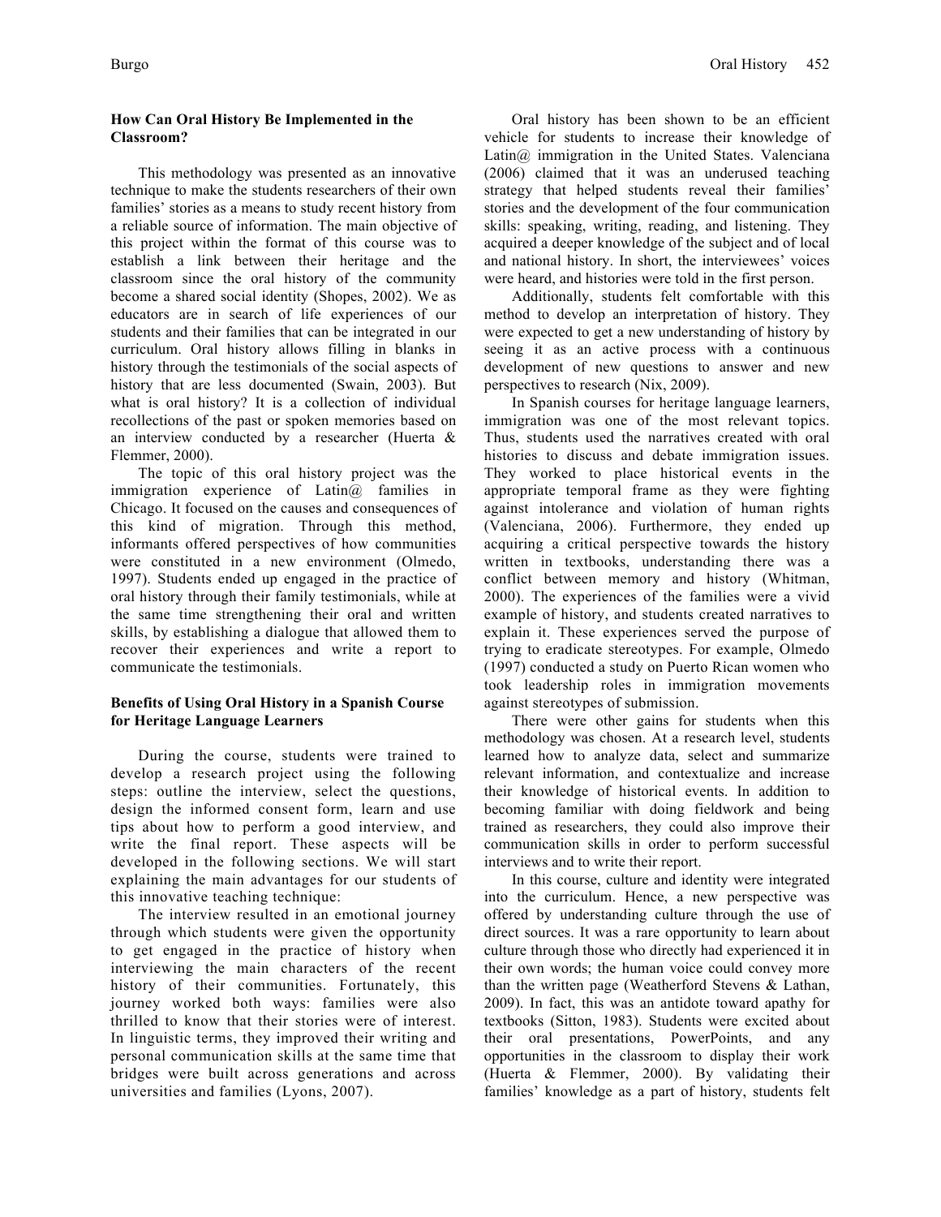### How Can Oral History Be Implemented in the Classroom?

This methodology was presented as an innovative technique to make the students researchers of their own families' stories as a means to study recent history from a reliable source of information. The main objective of this project within the format of this course was to establish a link between their heritage and the classroom since the oral history of the community become a shared social identity (Shopes, 2002). We as educators are in search of life experiences of our students and their families that can be integrated in our curriculum. Oral history allows filling in blanks in history through the testimonials of the social aspects of history that are less documented (Swain, 2003). But what is oral history? It is a collection of individual recollections of the past or spoken memories based on an interview conducted by a researcher (Huerta & Flemmer, 2000).

The topic of this oral history project was the immigration experience of Latin@ families in Chicago. It focused on the causes and consequences of this kind of migration. Through this method, informants offered perspectives of how communities were constituted in a new environment (Olmedo, 1997). Students ended up engaged in the practice of oral history through their family testimonials, while at the same time strengthening their oral and written skills, by establishing a dialogue that allowed them to recover their experiences and write a report to communicate the testimonials.

### Benefits of Using Oral History in a Spanish Course for Heritage Language Learners

During the course, students were trained to develop a research project using the following steps: outline the interview, select the questions, design the informed consent form, learn and use tips about how to perform a good interview, and write the final report. These aspects will be developed in the following sections. We will start explaining the main advantages for our students of this innovative teaching technique:

The interview resulted in an emotional journey through which students were given the opportunity to get engaged in the practice of history when interviewing the main characters of the recent history of their communities. Fortunately, this journey worked both ways: families were also thrilled to know that their stories were of interest. In linguistic terms, they improved their writing and personal communication skills at the same time that bridges were built across generations and across universities and families (Lyons, 2007).

Oral history has been shown to be an efficient vehicle for students to increase their knowledge of Latin@ immigration in the United States. Valenciana (2006) claimed that it was an underused teaching strategy that helped students reveal their families' stories and the development of the four communication skills: speaking, writing, reading, and listening. They acquired a deeper knowledge of the subject and of local and national history. In short, the interviewees' voices were heard, and histories were told in the first person.

Additionally, students felt comfortable with this method to develop an interpretation of history. They were expected to get a new understanding of history by seeing it as an active process with a continuous development of new questions to answer and new perspectives to research (Nix, 2009).

In Spanish courses for heritage language learners, immigration was one of the most relevant topics. Thus, students used the narratives created with oral histories to discuss and debate immigration issues. They worked to place historical events in the appropriate temporal frame as they were fighting against intolerance and violation of human rights (Valenciana, 2006). Furthermore, they ended up acquiring a critical perspective towards the history written in textbooks, understanding there was a conflict between memory and history (Whitman, 2000). The experiences of the families were a vivid example of history, and students created narratives to explain it. These experiences served the purpose of trying to eradicate stereotypes. For example, Olmedo (1997) conducted a study on Puerto Rican women who took leadership roles in immigration movements against stereotypes of submission.

There were other gains for students when this methodology was chosen. At a research level, students learned how to analyze data, select and summarize relevant information, and contextualize and increase their knowledge of historical events. In addition to becoming familiar with doing fieldwork and being trained as researchers, they could also improve their communication skills in order to perform successful interviews and to write their report.

In this course, culture and identity were integrated into the curriculum. Hence, a new perspective was offered by understanding culture through the use of direct sources. It was a rare opportunity to learn about culture through those who directly had experienced it in their own words; the human voice could convey more than the written page (Weatherford Stevens & Lathan, 2009). In fact, this was an antidote toward apathy for textbooks (Sitton, 1983). Students were excited about their oral presentations, PowerPoints, and any opportunities in the classroom to display their work (Huerta & Flemmer, 2000). By validating their families' knowledge as a part of history, students felt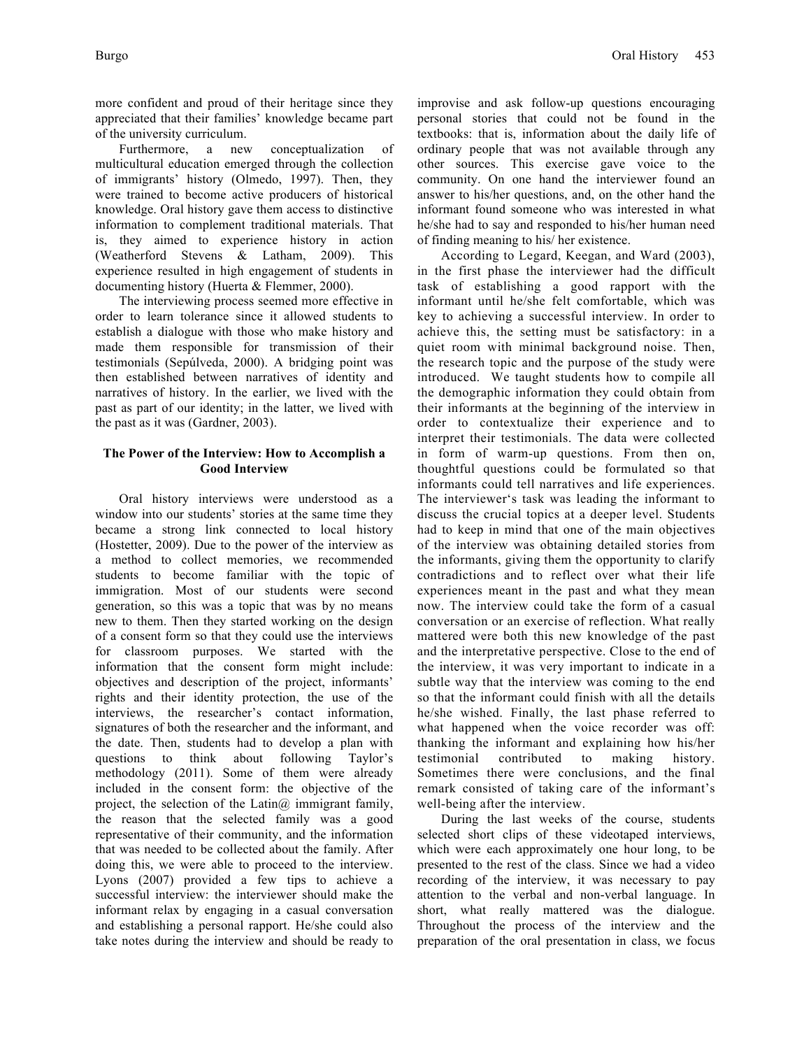more confident and proud of their heritage since they appreciated that their families' knowledge became part of the university curriculum.

Furthermore, a new conceptualization of multicultural education emerged through the collection of immigrants' history (Olmedo, 1997). Then, they were trained to become active producers of historical knowledge. Oral history gave them access to distinctive information to complement traditional materials. That is, they aimed to experience history in action (Weatherford Stevens & Latham, 2009). This experience resulted in high engagement of students in documenting history (Huerta & Flemmer, 2000).

The interviewing process seemed more effective in order to learn tolerance since it allowed students to establish a dialogue with those who make history and made them responsible for transmission of their testimonials (Sepúlveda, 2000). A bridging point was then established between narratives of identity and narratives of history. In the earlier, we lived with the past as part of our identity; in the latter, we lived with the past as it was (Gardner, 2003).

## The Power of the Interview: How to Accomplish a Good Interview

Oral history interviews were understood as a window into our students' stories at the same time they became a strong link connected to local history (Hostetter, 2009). Due to the power of the interview as a method to collect memories, we recommended students to become familiar with the topic of immigration. Most of our students were second generation, so this was a topic that was by no means new to them. Then they started working on the design of a consent form so that they could use the interviews for classroom purposes. We started with the information that the consent form might include: objectives and description of the project, informants' rights and their identity protection, the use of the interviews, the researcher's contact information, signatures of both the researcher and the informant, and the date. Then, students had to develop a plan with questions to think about following Taylor's methodology (2011). Some of them were already included in the consent form: the objective of the project, the selection of the Latin@ immigrant family, the reason that the selected family was a good representative of their community, and the information that was needed to be collected about the family. After doing this, we were able to proceed to the interview. Lyons (2007) provided a few tips to achieve a successful interview: the interviewer should make the informant relax by engaging in a casual conversation and establishing a personal rapport. He/she could also take notes during the interview and should be ready to improvise and ask follow-up questions encouraging personal stories that could not be found in the textbooks: that is, information about the daily life of ordinary people that was not available through any other sources. This exercise gave voice to the community. On one hand the interviewer found an answer to his/her questions, and, on the other hand the informant found someone who was interested in what he/she had to say and responded to his/her human need of finding meaning to his/ her existence.

According to Legard, Keegan, and Ward (2003), in the first phase the interviewer had the difficult task of establishing a good rapport with the informant until he/she felt comfortable, which was key to achieving a successful interview. In order to achieve this, the setting must be satisfactory: in a quiet room with minimal background noise. Then, the research topic and the purpose of the study were introduced. We taught students how to compile all the demographic information they could obtain from their informants at the beginning of the interview in order to contextualize their experience and to interpret their testimonials. The data were collected in form of warm-up questions. From then on, thoughtful questions could be formulated so that informants could tell narratives and life experiences. The interviewer's task was leading the informant to discuss the crucial topics at a deeper level. Students had to keep in mind that one of the main objectives of the interview was obtaining detailed stories from the informants, giving them the opportunity to clarify contradictions and to reflect over what their life experiences meant in the past and what they mean now. The interview could take the form of a casual conversation or an exercise of reflection. What really mattered were both this new knowledge of the past and the interpretative perspective. Close to the end of the interview, it was very important to indicate in a subtle way that the interview was coming to the end so that the informant could finish with all the details he/she wished. Finally, the last phase referred to what happened when the voice recorder was off: thanking the informant and explaining how his/her testimonial contributed to making history. Sometimes there were conclusions, and the final remark consisted of taking care of the informant's well-being after the interview.

During the last weeks of the course, students selected short clips of these videotaped interviews, which were each approximately one hour long, to be presented to the rest of the class. Since we had a video recording of the interview, it was necessary to pay attention to the verbal and non-verbal language. In short, what really mattered was the dialogue. Throughout the process of the interview and the preparation of the oral presentation in class, we focus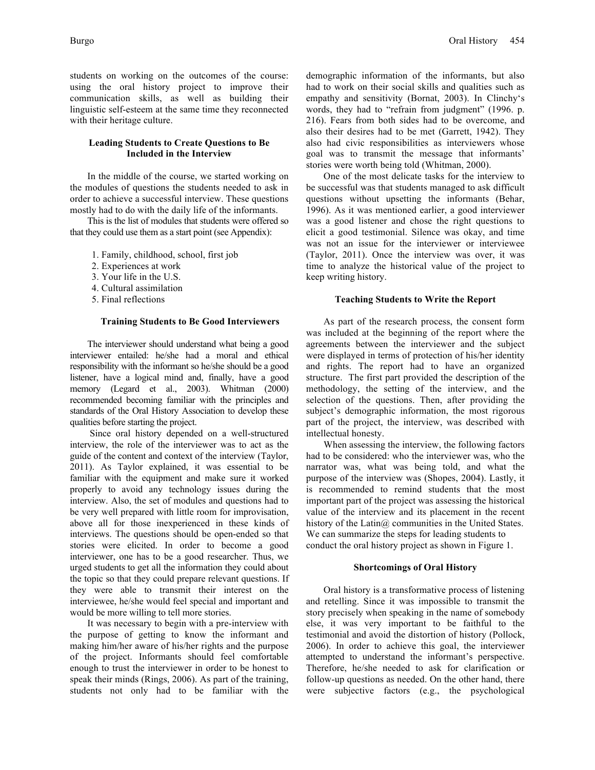students on working on the outcomes of the course: using the oral history project to improve their communication skills, as well as building their linguistic self-esteem at the same time they reconnected with their heritage culture.

### Leading Students to Create Questions to Be Included in the Interview

In the middle of the course, we started working on the modules of questions the students needed to ask in order to achieve a successful interview. These questions mostly had to do with the daily life of the informants.

This is the list of modules that students were offered so that they could use them as a start point (see Appendix):

1. Family, childhood, school, first job
2. Experiences at work
3. Your life in the U.S.
4. Cultural assimilation
5. Final reflections

### Training Students to Be Good Interviewers

The interviewer should understand what being a good interviewer entailed: he/she had a moral and ethical responsibility with the informant so he/she should be a good listener, have a logical mind and, finally, have a good memory (Legard et al., 2003). Whitman (2000) recommended becoming familiar with the principles and standards of the Oral History Association to develop these qualities before starting the project.

Since oral history depended on a well-structured interview, the role of the interviewer was to act as the guide of the content and context of the interview (Taylor, 2011). As Taylor explained, it was essential to be familiar with the equipment and make sure it worked properly to avoid any technology issues during the interview. Also, the set of modules and questions had to be very well prepared with little room for improvisation, above all for those inexperienced in these kinds of interviews. The questions should be open-ended so that stories were elicited. In order to become a good interviewer, one has to be a good researcher. Thus, we urged students to get all the information they could about the topic so that they could prepare relevant questions. If they were able to transmit their interest on the interviewee, he/she would feel special and important and would be more willing to tell more stories.

It was necessary to begin with a pre-interview with the purpose of getting to know the informant and making him/her aware of his/her rights and the purpose of the project. Informants should feel comfortable enough to trust the interviewer in order to be honest to speak their minds (Rings, 2006). As part of the training, students not only had to be familiar with the demographic information of the informants, but also had to work on their social skills and qualities such as empathy and sensitivity (Bornat, 2003). In Clinchy's words, they had to "refrain from judgment" (1996. p. 216). Fears from both sides had to be overcome, and also their desires had to be met (Garrett, 1942). They also had civic responsibilities as interviewers whose goal was to transmit the message that informants' stories were worth being told (Whitman, 2000).

One of the most delicate tasks for the interview to be successful was that students managed to ask difficult questions without upsetting the informants (Behar, 1996). As it was mentioned earlier, a good interviewer was a good listener and chose the right questions to elicit a good testimonial. Silence was okay, and time was not an issue for the interviewer or interviewee (Taylor, 2011). Once the interview was over, it was time to analyze the historical value of the project to keep writing history.

### Teaching Students to Write the Report

As part of the research process, the consent form was included at the beginning of the report where the agreements between the interviewer and the subject were displayed in terms of protection of his/her identity and rights. The report had to have an organized structure. The first part provided the description of the methodology, the setting of the interview, and the selection of the questions. Then, after providing the subject's demographic information, the most rigorous part of the project, the interview, was described with intellectual honesty.

When assessing the interview, the following factors had to be considered: who the interviewer was, who the narrator was, what was being told, and what the purpose of the interview was (Shopes, 2004). Lastly, it is recommended to remind students that the most important part of the project was assessing the historical value of the interview and its placement in the recent history of the Latin@ communities in the United States. We can summarize the steps for leading students to conduct the oral history project as shown in Figure 1.

### Shortcomings of Oral History

Oral history is a transformative process of listening and retelling. Since it was impossible to transmit the story precisely when speaking in the name of somebody else, it was very important to be faithful to the testimonial and avoid the distortion of history (Pollock, 2006). In order to achieve this goal, the interviewer attempted to understand the informant's perspective. Therefore, he/she needed to ask for clarification or follow-up questions as needed. On the other hand, there were subjective factors (e.g., the psychological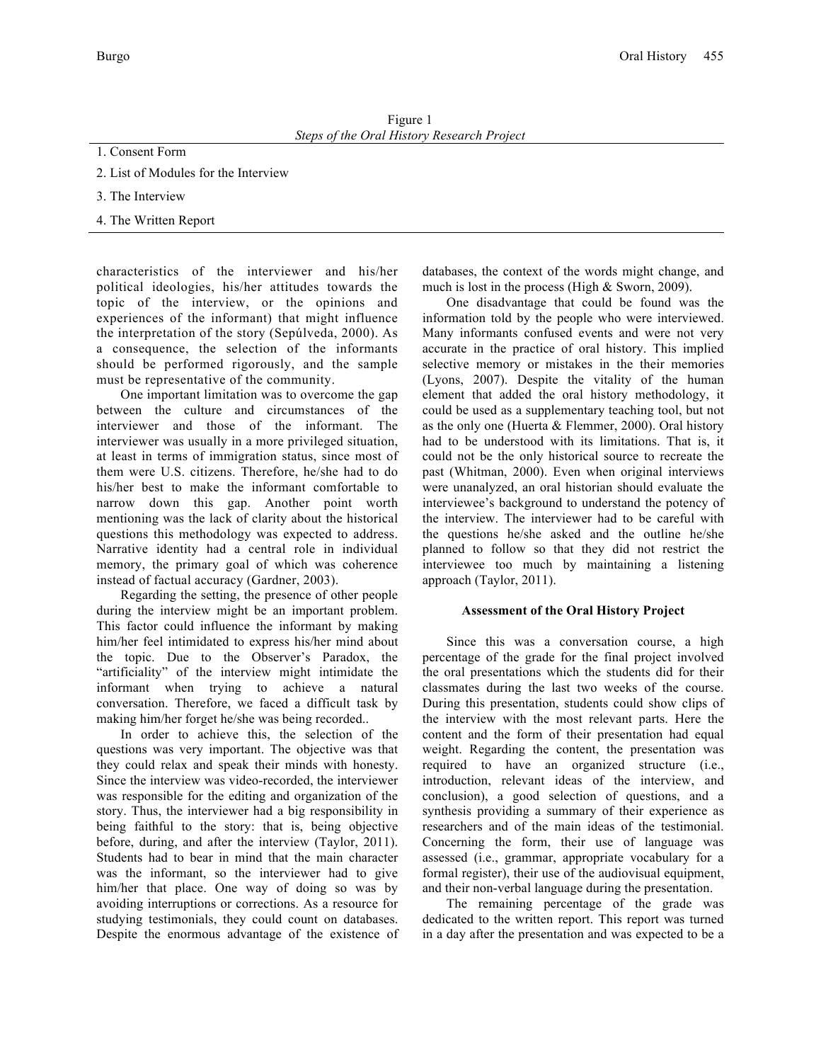Figure 1
*Steps of the Oral History Research Project*

| |
|---|
| 1. Consent Form |
| 2. List of Modules for the Interview |
| 3. The Interview |
| 4. The Written Report |

characteristics of the interviewer and his/her political ideologies, his/her attitudes towards the topic of the interview, or the opinions and experiences of the informant) that might influence the interpretation of the story (Sepúlveda, 2000). As a consequence, the selection of the informants should be performed rigorously, and the sample must be representative of the community.

One important limitation was to overcome the gap between the culture and circumstances of the interviewer and those of the informant. The interviewer was usually in a more privileged situation, at least in terms of immigration status, since most of them were U.S. citizens. Therefore, he/she had to do his/her best to make the informant comfortable to narrow down this gap. Another point worth mentioning was the lack of clarity about the historical questions this methodology was expected to address. Narrative identity had a central role in individual memory, the primary goal of which was coherence instead of factual accuracy (Gardner, 2003).

Regarding the setting, the presence of other people during the interview might be an important problem. This factor could influence the informant by making him/her feel intimidated to express his/her mind about the topic. Due to the Observer's Paradox, the "artificiality" of the interview might intimidate the informant when trying to achieve a natural conversation. Therefore, we faced a difficult task by making him/her forget he/she was being recorded..

In order to achieve this, the selection of the questions was very important. The objective was that they could relax and speak their minds with honesty. Since the interview was video-recorded, the interviewer was responsible for the editing and organization of the story. Thus, the interviewer had a big responsibility in being faithful to the story: that is, being objective before, during, and after the interview (Taylor, 2011). Students had to bear in mind that the main character was the informant, so the interviewer had to give him/her that place. One way of doing so was by avoiding interruptions or corrections. As a resource for studying testimonials, they could count on databases. Despite the enormous advantage of the existence of databases, the context of the words might change, and much is lost in the process (High & Sworn, 2009).

One disadvantage that could be found was the information told by the people who were interviewed. Many informants confused events and were not very accurate in the practice of oral history. This implied selective memory or mistakes in the their memories (Lyons, 2007). Despite the vitality of the human element that added the oral history methodology, it could be used as a supplementary teaching tool, but not as the only one (Huerta & Flemmer, 2000). Oral history had to be understood with its limitations. That is, it could not be the only historical source to recreate the past (Whitman, 2000). Even when original interviews were unanalyzed, an oral historian should evaluate the interviewee's background to understand the potency of the interview. The interviewer had to be careful with the questions he/she asked and the outline he/she planned to follow so that they did not restrict the interviewee too much by maintaining a listening approach (Taylor, 2011).

## Assessment of the Oral History Project

Since this was a conversation course, a high percentage of the grade for the final project involved the oral presentations which the students did for their classmates during the last two weeks of the course. During this presentation, students could show clips of the interview with the most relevant parts. Here the content and the form of their presentation had equal weight. Regarding the content, the presentation was required to have an organized structure (i.e., introduction, relevant ideas of the interview, and conclusion), a good selection of questions, and a synthesis providing a summary of their experience as researchers and of the main ideas of the testimonial. Concerning the form, their use of language was assessed (i.e., grammar, appropriate vocabulary for a formal register), their use of the audiovisual equipment, and their non-verbal language during the presentation.

The remaining percentage of the grade was dedicated to the written report. This report was turned in a day after the presentation and was expected to be a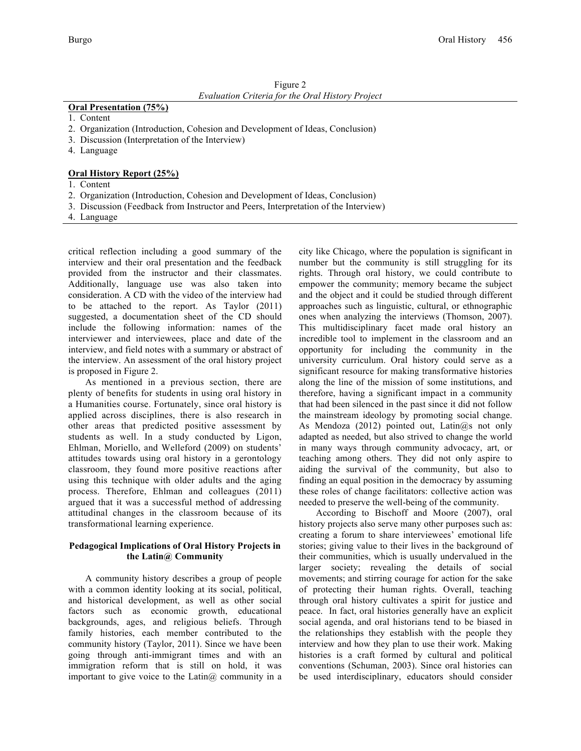Figure 2
*Evaluation Criteria for the Oral History Project*

**Oral Presentation (75%)**

1. Content
2. Organization (Introduction, Cohesion and Development of Ideas, Conclusion)
3. Discussion (Interpretation of the Interview)
4. Language

**Oral History Report (25%)**

1. Content
2. Organization (Introduction, Cohesion and Development of Ideas, Conclusion)
3. Discussion (Feedback from Instructor and Peers, Interpretation of the Interview)
4. Language

critical reflection including a good summary of the interview and their oral presentation and the feedback provided from the instructor and their classmates. Additionally, language use was also taken into consideration. A CD with the video of the interview had to be attached to the report. As Taylor (2011) suggested, a documentation sheet of the CD should include the following information: names of the interviewer and interviewees, place and date of the interview, and field notes with a summary or abstract of the interview. An assessment of the oral history project is proposed in Figure 2.

As mentioned in a previous section, there are plenty of benefits for students in using oral history in a Humanities course. Fortunately, since oral history is applied across disciplines, there is also research in other areas that predicted positive assessment by students as well. In a study conducted by Ligon, Ehlman, Moriello, and Welleford (2009) on students' attitudes towards using oral history in a gerontology classroom, they found more positive reactions after using this technique with older adults and the aging process. Therefore, Ehlman and colleagues (2011) argued that it was a successful method of addressing attitudinal changes in the classroom because of its transformational learning experience.

### Pedagogical Implications of Oral History Projects in the Latin@ Community

A community history describes a group of people with a common identity looking at its social, political, and historical development, as well as other social factors such as economic growth, educational backgrounds, ages, and religious beliefs. Through family histories, each member contributed to the community history (Taylor, 2011). Since we have been going through anti-immigrant times and with an immigration reform that is still on hold, it was important to give voice to the Latin@ community in a city like Chicago, where the population is significant in number but the community is still struggling for its rights. Through oral history, we could contribute to empower the community; memory became the subject and the object and it could be studied through different approaches such as linguistic, cultural, or ethnographic ones when analyzing the interviews (Thomson, 2007). This multidisciplinary facet made oral history an incredible tool to implement in the classroom and an opportunity for including the community in the university curriculum. Oral history could serve as a significant resource for making transformative histories along the line of the mission of some institutions, and therefore, having a significant impact in a community that had been silenced in the past since it did not follow the mainstream ideology by promoting social change. As Mendoza (2012) pointed out, Latin@s not only adapted as needed, but also strived to change the world in many ways through community advocacy, art, or teaching among others. They did not only aspire to aiding the survival of the community, but also to finding an equal position in the democracy by assuming these roles of change facilitators: collective action was needed to preserve the well-being of the community.

According to Bischoff and Moore (2007), oral history projects also serve many other purposes such as: creating a forum to share interviewees' emotional life stories; giving value to their lives in the background of their communities, which is usually undervalued in the larger society; revealing the details of social movements; and stirring courage for action for the sake of protecting their human rights. Overall, teaching through oral history cultivates a spirit for justice and peace. In fact, oral histories generally have an explicit social agenda, and oral historians tend to be biased in the relationships they establish with the people they interview and how they plan to use their work. Making histories is a craft formed by cultural and political conventions (Schuman, 2003). Since oral histories can be used interdisciplinary, educators should consider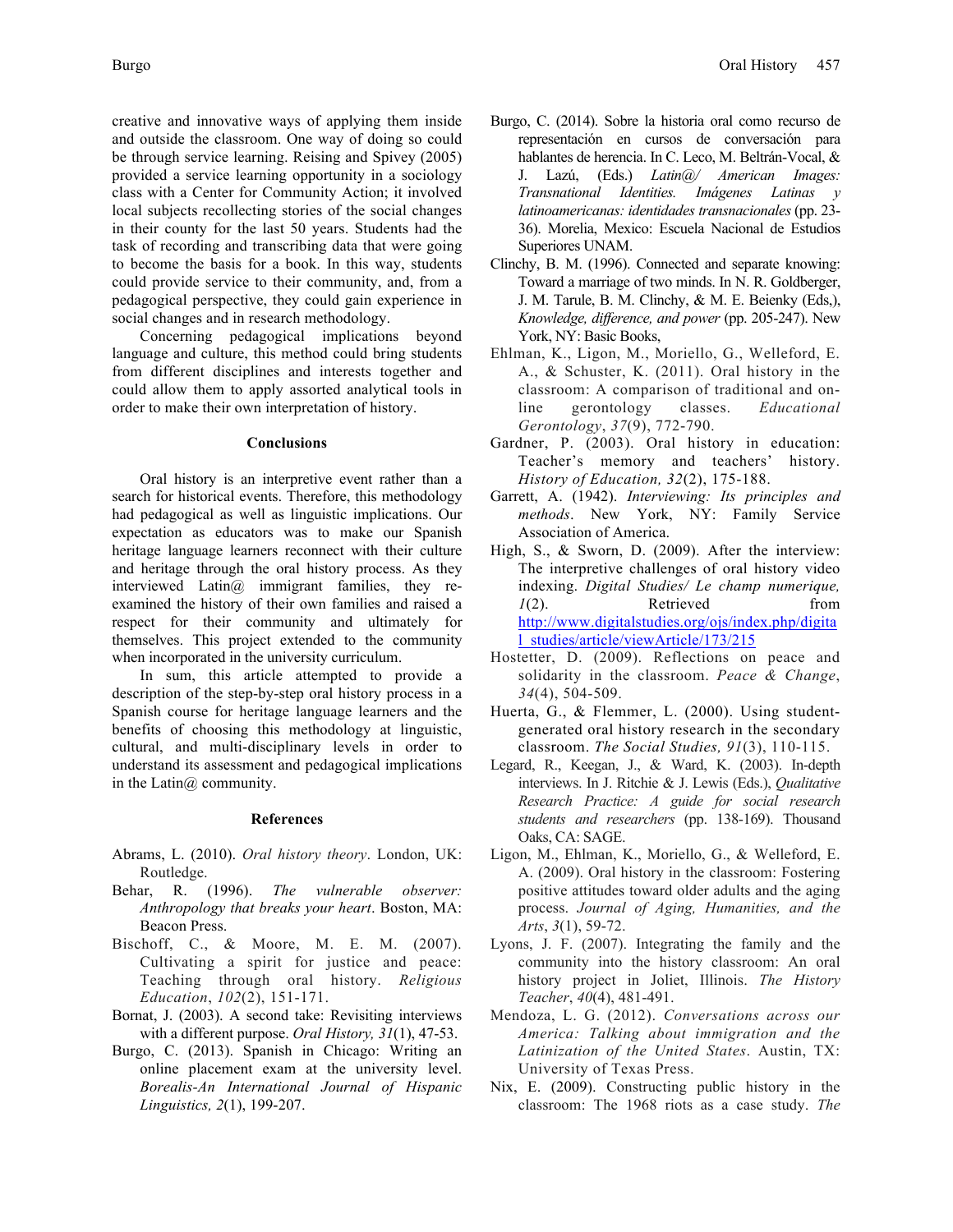creative and innovative ways of applying them inside and outside the classroom. One way of doing so could be through service learning. Reising and Spivey (2005) provided a service learning opportunity in a sociology class with a Center for Community Action; it involved local subjects recollecting stories of the social changes in their county for the last 50 years. Students had the task of recording and transcribing data that were going to become the basis for a book. In this way, students could provide service to their community, and, from a pedagogical perspective, they could gain experience in social changes and in research methodology.

Concerning pedagogical implications beyond language and culture, this method could bring students from different disciplines and interests together and could allow them to apply assorted analytical tools in order to make their own interpretation of history.

## Conclusions

Oral history is an interpretive event rather than a search for historical events. Therefore, this methodology had pedagogical as well as linguistic implications. Our expectation as educators was to make our Spanish heritage language learners reconnect with their culture and heritage through the oral history process. As they interviewed Latin@ immigrant families, they re-examined the history of their own families and raised a respect for their community and ultimately for themselves. This project extended to the community when incorporated in the university curriculum.

In sum, this article attempted to provide a description of the step-by-step oral history process in a Spanish course for heritage language learners and the benefits of choosing this methodology at linguistic, cultural, and multi-disciplinary levels in order to understand its assessment and pedagogical implications in the Latin@ community.

## References

Abrams, L. (2010). *Oral history theory*. London, UK: Routledge.

Behar, R. (1996). *The vulnerable observer: Anthropology that breaks your heart*. Boston, MA: Beacon Press.

Bischoff, C., & Moore, M. E. M. (2007). Cultivating a spirit for justice and peace: Teaching through oral history. *Religious Education*, *102*(2), 151-171.

Bornat, J. (2003). A second take: Revisiting interviews with a different purpose. *Oral History, 31*(1), 47-53.

Burgo, C. (2013). Spanish in Chicago: Writing an online placement exam at the university level. *Borealis-An International Journal of Hispanic Linguistics, 2*(1), 199-207.

Burgo, C. (2014). Sobre la historia oral como recurso de representación en cursos de conversación para hablantes de herencia. In C. Leco, M. Beltrán-Vocal, & J. Lazú, (Eds.) *Latin@/ American Images: Transnational Identities. Imágenes Latinas y latinoamericanas: identidades transnacionales* (pp. 23-36). Morelia, Mexico: Escuela Nacional de Estudios Superiores UNAM.

Clinchy, B. M. (1996). Connected and separate knowing: Toward a marriage of two minds. In N. R. Goldberger, J. M. Tarule, B. M. Clinchy, & M. E. Beienky (Eds,), *Knowledge, difference, and power* (pp. 205-247). New York, NY: Basic Books,

Ehlman, K., Ligon, M., Moriello, G., Welleford, E. A., & Schuster, K. (2011). Oral history in the classroom: A comparison of traditional and on-line gerontology classes. *Educational Gerontology*, *37*(9), 772-790.

Gardner, P. (2003). Oral history in education: Teacher's memory and teachers' history. *History of Education, 32*(2), 175-188.

Garrett, A. (1942). *Interviewing: Its principles and methods*. New York, NY: Family Service Association of America.

High, S., & Sworn, D. (2009). After the interview: The interpretive challenges of oral history video indexing. *Digital Studies/ Le champ numerique, 1*(2). Retrieved from http://www.digitalstudies.org/ojs/index.php/digital_studies/article/viewArticle/173/215

Hostetter, D. (2009). Reflections on peace and solidarity in the classroom. *Peace & Change*, *34*(4), 504-509.

Huerta, G., & Flemmer, L. (2000). Using student-generated oral history research in the secondary classroom. *The Social Studies, 91*(3), 110-115.

Legard, R., Keegan, J., & Ward, K. (2003). In-depth interviews. In J. Ritchie & J. Lewis (Eds.), *Qualitative Research Practice: A guide for social research students and researchers* (pp. 138-169). Thousand Oaks, CA: SAGE.

Ligon, M., Ehlman, K., Moriello, G., & Welleford, E. A. (2009). Oral history in the classroom: Fostering positive attitudes toward older adults and the aging process. *Journal of Aging, Humanities, and the Arts*, *3*(1), 59-72.

Lyons, J. F. (2007). Integrating the family and the community into the history classroom: An oral history project in Joliet, Illinois. *The History Teacher*, *40*(4), 481-491.

Mendoza, L. G. (2012). *Conversations across our America: Talking about immigration and the Latinization of the United States*. Austin, TX: University of Texas Press.

Nix, E. (2009). Constructing public history in the classroom: The 1968 riots as a case study. *The*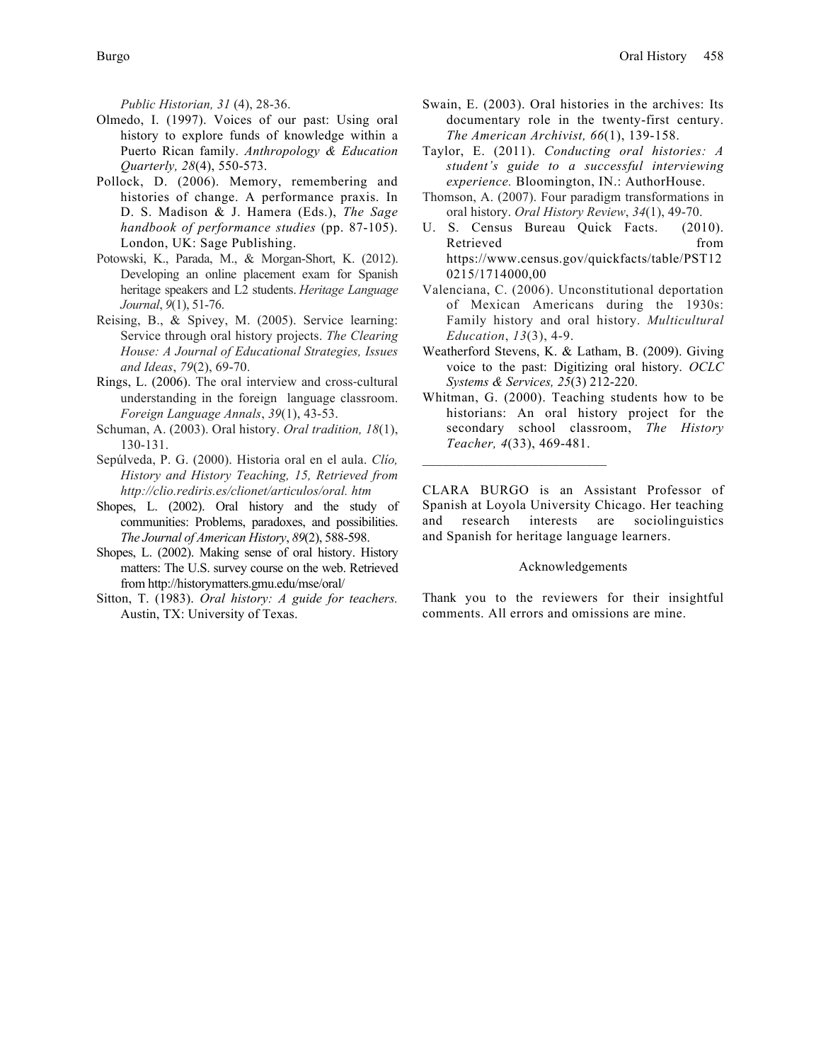*Public Historian, 31* (4), 28-36.

Olmedo, I. (1997). Voices of our past: Using oral history to explore funds of knowledge within a Puerto Rican family. *Anthropology & Education Quarterly, 28*(4), 550-573.

Pollock, D. (2006). Memory, remembering and histories of change. A performance praxis. In D. S. Madison & J. Hamera (Eds.), *The Sage handbook of performance studies* (pp. 87-105). London, UK: Sage Publishing.

Potowski, K., Parada, M., & Morgan-Short, K. (2012). Developing an online placement exam for Spanish heritage speakers and L2 students. *Heritage Language Journal*, *9*(1), 51-76.

Reising, B., & Spivey, M. (2005). Service learning: Service through oral history projects. *The Clearing House: A Journal of Educational Strategies, Issues and Ideas*, *79*(2), 69-70.

Rings, L. (2006). The oral interview and cross-cultural understanding in the foreign language classroom. *Foreign Language Annals*, *39*(1), 43-53.

Schuman, A. (2003). Oral history. *Oral tradition, 18*(1), 130-131.

Sepúlveda, P. G. (2000). Historia oral en el aula. *Clío, History and History Teaching, 15, Retrieved from http://clio.rediris.es/clionet/articulos/oral. htm*

Shopes, L. (2002). Oral history and the study of communities: Problems, paradoxes, and possibilities. *The Journal of American History*, *89*(2), 588-598.

Shopes, L. (2002). Making sense of oral history. History matters: The U.S. survey course on the web. Retrieved from http://historymatters.gmu.edu/mse/oral/

Sitton, T. (1983). *Oral history: A guide for teachers.* Austin, TX: University of Texas.

Swain, E. (2003). Oral histories in the archives: Its documentary role in the twenty-first century. *The American Archivist, 66*(1), 139-158.

Taylor, E. (2011). *Conducting oral histories: A student's guide to a successful interviewing experience.* Bloomington, IN.: AuthorHouse.

Thomson, A. (2007). Four paradigm transformations in oral history. *Oral History Review*, *34*(1), 49-70.

U. S. Census Bureau Quick Facts. (2010). Retrieved from https://www.census.gov/quickfacts/table/PST120215/1714000,00

Valenciana, C. (2006). Unconstitutional deportation of Mexican Americans during the 1930s: Family history and oral history. *Multicultural Education*, *13*(3), 4-9.

Weatherford Stevens, K. & Latham, B. (2009). Giving voice to the past: Digitizing oral history. *OCLC Systems & Services, 25*(3) 212-220.

Whitman, G. (2000). Teaching students how to be historians: An oral history project for the secondary school classroom, *The History Teacher, 4*(33), 469-481.

---

CLARA BURGO is an Assistant Professor of Spanish at Loyola University Chicago. Her teaching and research interests are sociolinguistics and Spanish for heritage language learners.

### Acknowledgements

Thank you to the reviewers for their insightful comments. All errors and omissions are mine.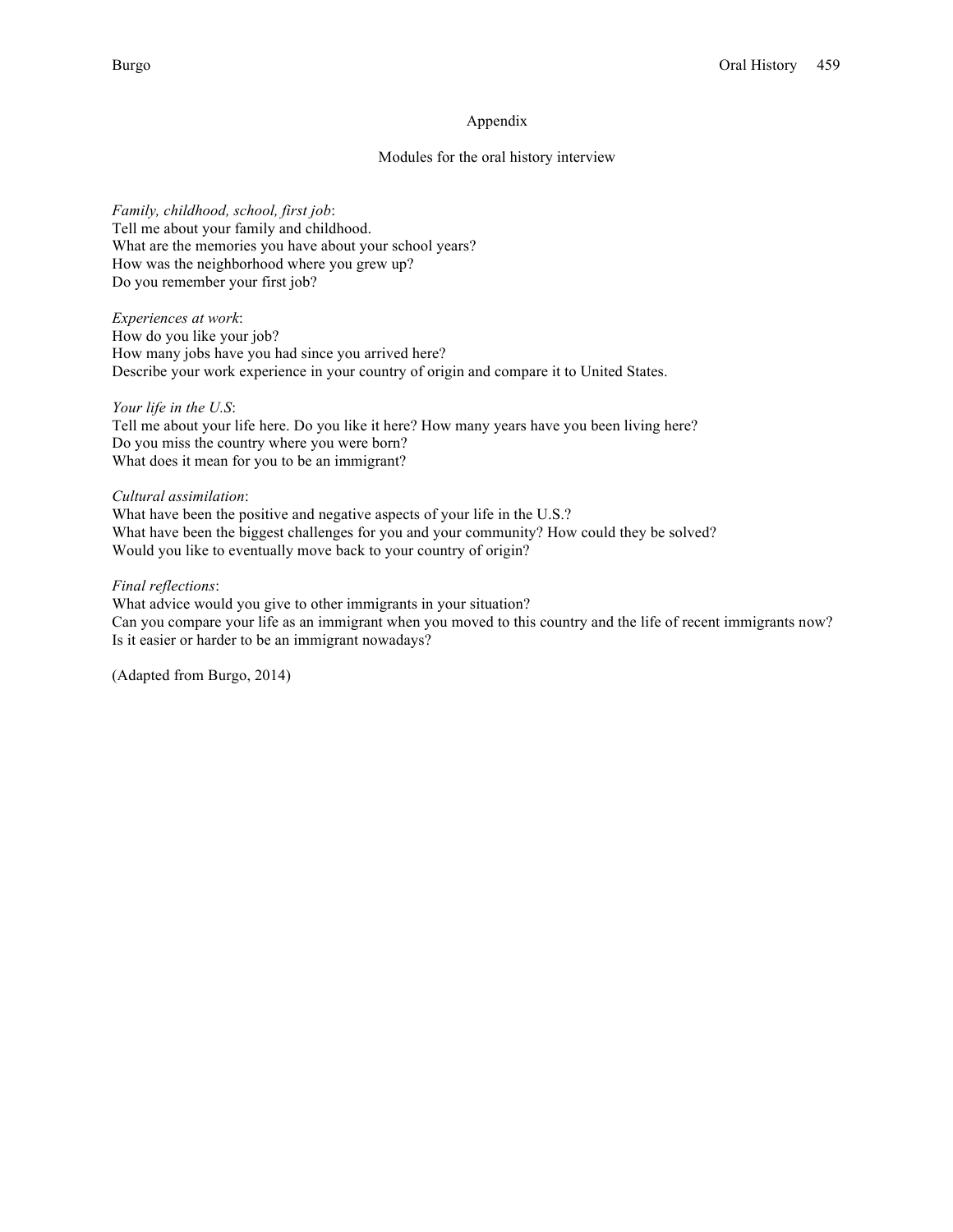## Appendix

### Modules for the oral history interview

*Family, childhood, school, first job*:
Tell me about your family and childhood.
What are the memories you have about your school years?
How was the neighborhood where you grew up?
Do you remember your first job?

*Experiences at work*:
How do you like your job?
How many jobs have you had since you arrived here?
Describe your work experience in your country of origin and compare it to United States.

*Your life in the U.S*:
Tell me about your life here. Do you like it here? How many years have you been living here?
Do you miss the country where you were born?
What does it mean for you to be an immigrant?

*Cultural assimilation*:
What have been the positive and negative aspects of your life in the U.S.?
What have been the biggest challenges for you and your community? How could they be solved?
Would you like to eventually move back to your country of origin?

*Final reflections*:
What advice would you give to other immigrants in your situation?
Can you compare your life as an immigrant when you moved to this country and the life of recent immigrants now?
Is it easier or harder to be an immigrant nowadays?

(Adapted from Burgo, 2014)